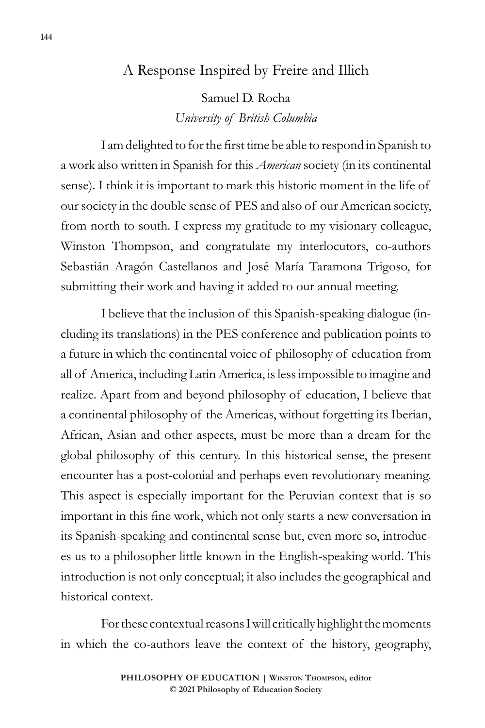# A Response Inspired by Freire and Illich

Samuel D. Rocha  
*University of British Columbia*

I am delighted to for the first time be able to respond in Spanish to a work also written in Spanish for this *American* society (in its continental sense). I think it is important to mark this historic moment in the life of our society in the double sense of PES and also of our American society, from north to south. I express my gratitude to my visionary colleague, Winston Thompson, and congratulate my interlocutors, co-authors Sebastián Aragón Castellanos and José María Taramona Trigoso, for submitting their work and having it added to our annual meeting.

I believe that the inclusion of this Spanish-speaking dialogue (including its translations) in the PES conference and publication points to a future in which the continental voice of philosophy of education from all of America, including Latin America, is less impossible to imagine and realize. Apart from and beyond philosophy of education, I believe that a continental philosophy of the Americas, without forgetting its Iberian, African, Asian and other aspects, must be more than a dream for the global philosophy of this century. In this historical sense, the present encounter has a post-colonial and perhaps even revolutionary meaning. This aspect is especially important for the Peruvian context that is so important in this fine work, which not only starts a new conversation in its Spanish-speaking and continental sense but, even more so, introduces us to a philosopher little known in the English-speaking world. This introduction is not only conceptual; it also includes the geographical and historical context.

For these contextual reasons I will critically highlight the moments in which the co-authors leave the context of the history, geography,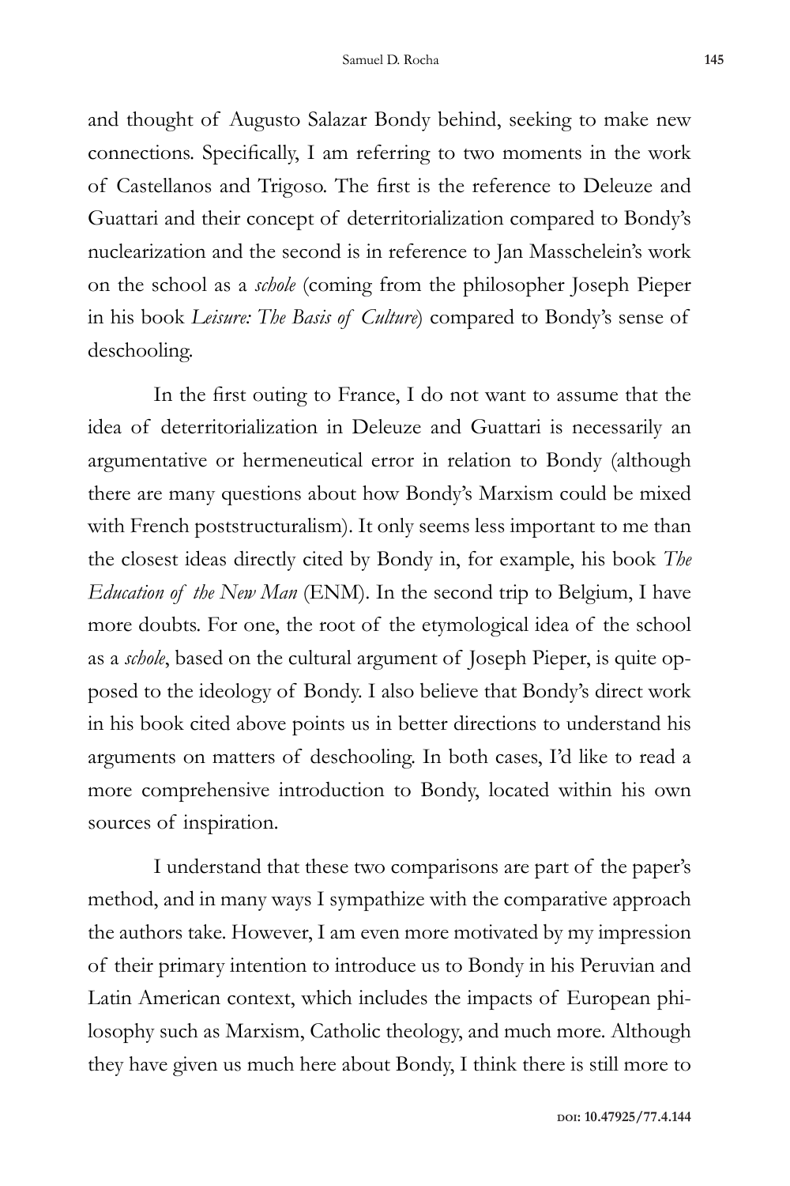and thought of Augusto Salazar Bondy behind, seeking to make new connections. Specifically, I am referring to two moments in the work of Castellanos and Trigoso. The first is the reference to Deleuze and Guattari and their concept of deterritorialization compared to Bondy's nuclearization and the second is in reference to Jan Masschelein's work on the school as a *schole* (coming from the philosopher Joseph Pieper in his book *Leisure: The Basis of Culture*) compared to Bondy's sense of deschooling.

In the first outing to France, I do not want to assume that the idea of deterritorialization in Deleuze and Guattari is necessarily an argumentative or hermeneutical error in relation to Bondy (although there are many questions about how Bondy's Marxism could be mixed with French poststructuralism). It only seems less important to me than the closest ideas directly cited by Bondy in, for example, his book *The Education of the New Man* (ENM). In the second trip to Belgium, I have more doubts. For one, the root of the etymological idea of the school as a *schole*, based on the cultural argument of Joseph Pieper, is quite opposed to the ideology of Bondy. I also believe that Bondy's direct work in his book cited above points us in better directions to understand his arguments on matters of deschooling. In both cases, I'd like to read a more comprehensive introduction to Bondy, located within his own sources of inspiration.

I understand that these two comparisons are part of the paper's method, and in many ways I sympathize with the comparative approach the authors take. However, I am even more motivated by my impression of their primary intention to introduce us to Bondy in his Peruvian and Latin American context, which includes the impacts of European philosophy such as Marxism, Catholic theology, and much more. Although they have given us much here about Bondy, I think there is still more to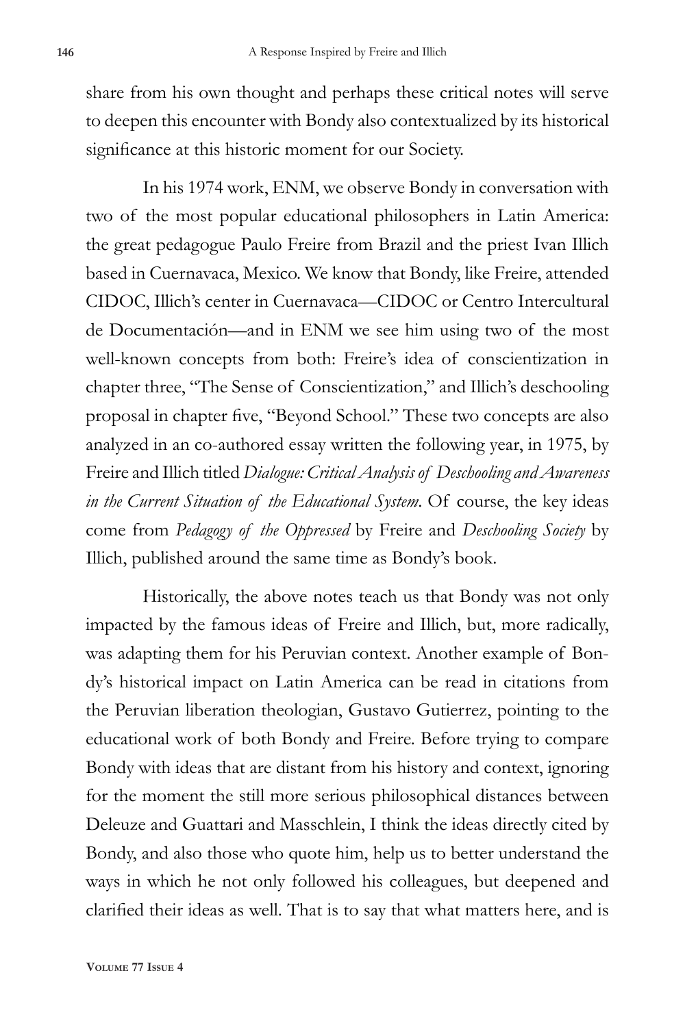share from his own thought and perhaps these critical notes will serve to deepen this encounter with Bondy also contextualized by its historical significance at this historic moment for our Society.

In his 1974 work, ENM, we observe Bondy in conversation with two of the most popular educational philosophers in Latin America: the great pedagogue Paulo Freire from Brazil and the priest Ivan Illich based in Cuernavaca, Mexico. We know that Bondy, like Freire, attended CIDOC, Illich's center in Cuernavaca—CIDOC or Centro Intercultural de Documentación—and in ENM we see him using two of the most well-known concepts from both: Freire's idea of conscientization in chapter three, "The Sense of Conscientization," and Illich's deschooling proposal in chapter five, "Beyond School." These two concepts are also analyzed in an co-authored essay written the following year, in 1975, by Freire and Illich titled *Dialogue: Critical Analysis of Deschooling and Awareness in the Current Situation of the Educational System*. Of course, the key ideas come from *Pedagogy of the Oppressed* by Freire and *Deschooling Society* by Illich, published around the same time as Bondy's book.

Historically, the above notes teach us that Bondy was not only impacted by the famous ideas of Freire and Illich, but, more radically, was adapting them for his Peruvian context. Another example of Bondy's historical impact on Latin America can be read in citations from the Peruvian liberation theologian, Gustavo Gutierrez, pointing to the educational work of both Bondy and Freire. Before trying to compare Bondy with ideas that are distant from his history and context, ignoring for the moment the still more serious philosophical distances between Deleuze and Guattari and Masschlein, I think the ideas directly cited by Bondy, and also those who quote him, help us to better understand the ways in which he not only followed his colleagues, but deepened and clarified their ideas as well. That is to say that what matters here, and is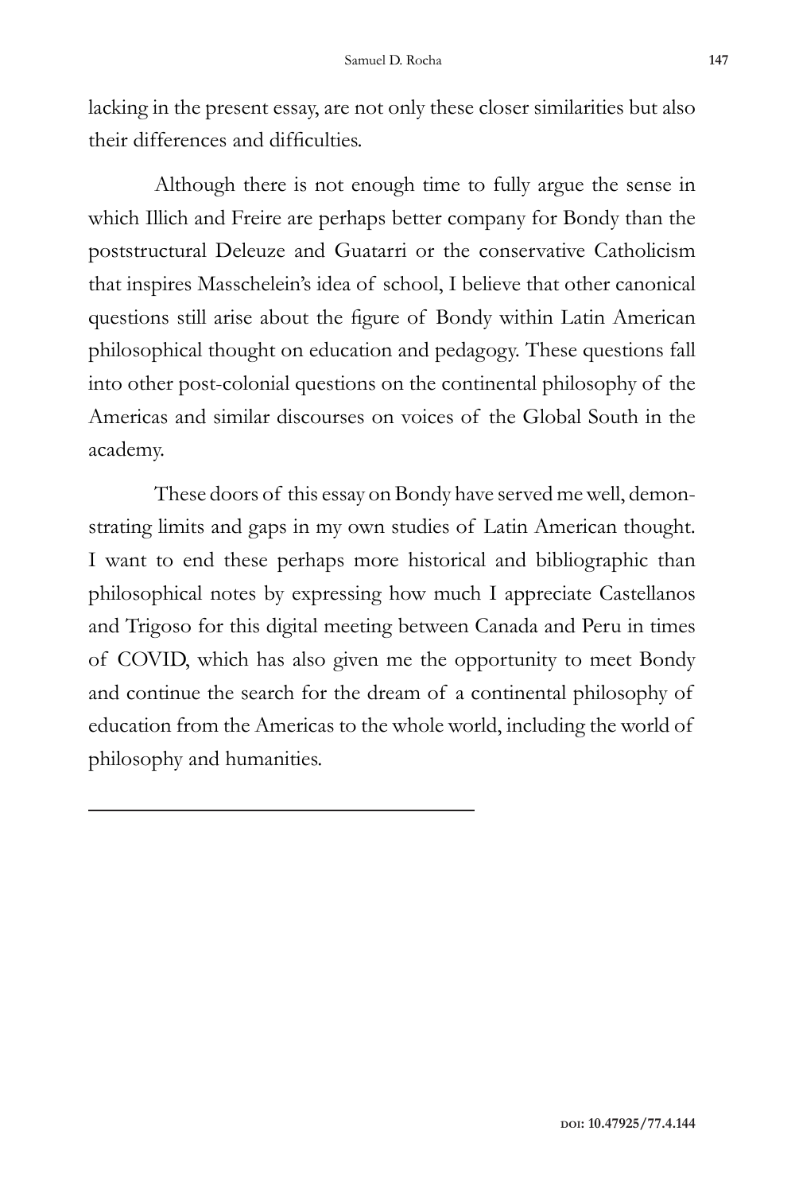lacking in the present essay, are not only these closer similarities but also their differences and difficulties.

Although there is not enough time to fully argue the sense in which Illich and Freire are perhaps better company for Bondy than the poststructural Deleuze and Guatarri or the conservative Catholicism that inspires Masschelein's idea of school, I believe that other canonical questions still arise about the figure of Bondy within Latin American philosophical thought on education and pedagogy. These questions fall into other post-colonial questions on the continental philosophy of the Americas and similar discourses on voices of the Global South in the academy.

These doors of this essay on Bondy have served me well, demonstrating limits and gaps in my own studies of Latin American thought. I want to end these perhaps more historical and bibliographic than philosophical notes by expressing how much I appreciate Castellanos and Trigoso for this digital meeting between Canada and Peru in times of COVID, which has also given me the opportunity to meet Bondy and continue the search for the dream of a continental philosophy of education from the Americas to the whole world, including the world of philosophy and humanities.

---